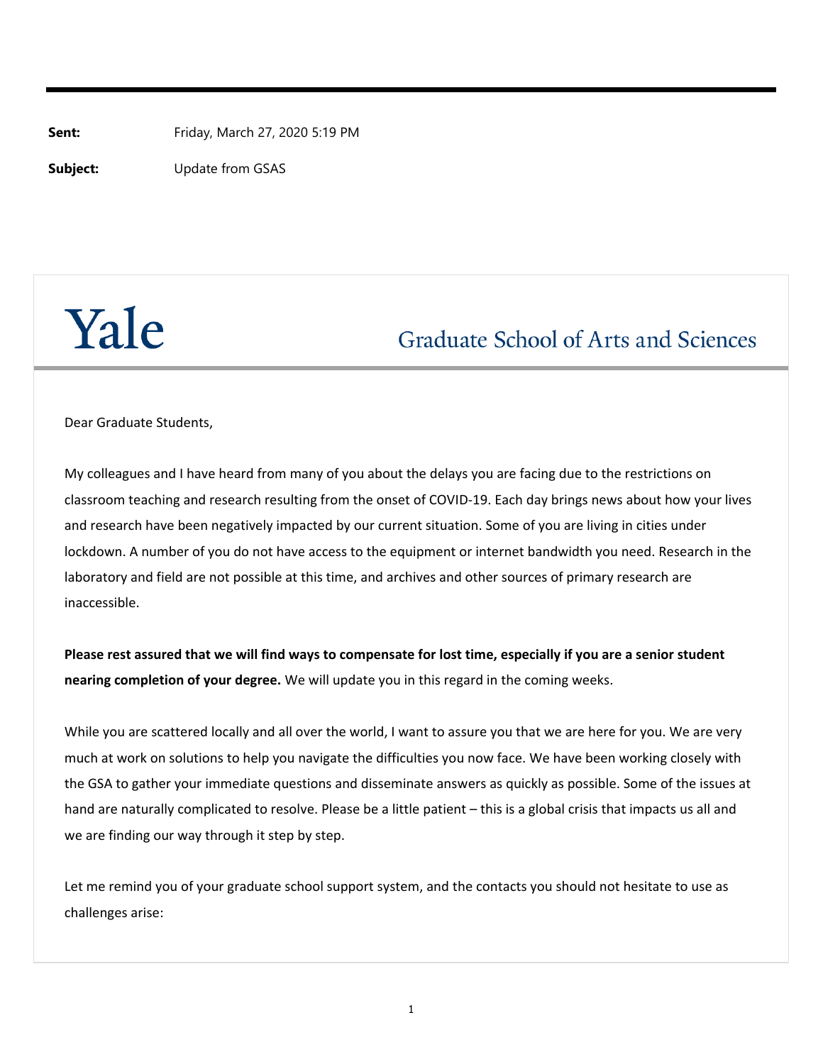**Sent:** Friday, March 27, 2020 5:19 PM

**Subject:** Update from GSAS

# Yale

## Graduate School of Arts and Sciences

Dear Graduate Students,

My colleagues and I have heard from many of you about the delays you are facing due to the restrictions on classroom teaching and research resulting from the onset of COVID-19. Each day brings news about how your lives and research have been negatively impacted by our current situation. Some of you are living in cities under lockdown. A number of you do not have access to the equipment or internet bandwidth you need. Research in the laboratory and field are not possible at this time, and archives and other sources of primary research are inaccessible.

**Please rest assured that we will find ways to compensate for lost time, especially if you are a senior student nearing completion of your degree.** We will update you in this regard in the coming weeks.

While you are scattered locally and all over the world, I want to assure you that we are here for you. We are very much at work on solutions to help you navigate the difficulties you now face. We have been working closely with the GSA to gather your immediate questions and disseminate answers as quickly as possible. Some of the issues at hand are naturally complicated to resolve. Please be a little patient – this is a global crisis that impacts us all and we are finding our way through it step by step.

Let me remind you of your graduate school support system, and the contacts you should not hesitate to use as challenges arise: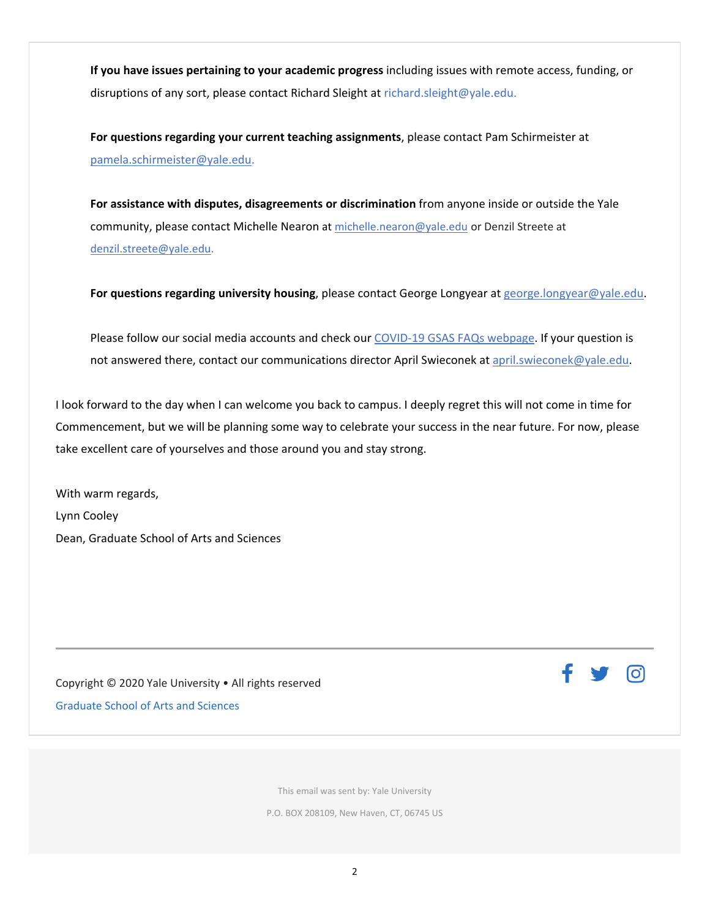**If you have issues pertaining to your academic progress** including issues with remote access, funding, or disruptions of any sort, please contact Richard Sleight at richard.sleight@yale.edu.

**For questions regarding your current teaching assignments**, please contact Pam Schirmeister at pamela.schirmeister@yale.edu.

**For assistance with disputes, disagreements or discrimination** from anyone inside or outside the Yale community, please contact Michelle Nearon at michelle.nearon@yale.edu or Denzil Streete at denzil.streete@yale.edu.

**For questions regarding university housing**, please contact George Longyear at george.longyear@yale.edu.

Please follow our social media accounts and check our COVID-19 GSAS FAQs webpage. If your question is not answered there, contact our communications director April Swieconek at april.swieconek@yale.edu.

I look forward to the day when I can welcome you back to campus. I deeply regret this will not come in time for Commencement, but we will be planning some way to celebrate your success in the near future. For now, please take excellent care of yourselves and those around you and stay strong.

With warm regards,
Lynn Cooley
Dean, Graduate School of Arts and Sciences

---

Copyright © 2020 Yale University • All rights reserved
Graduate School of Arts and Sciences

This email was sent by: Yale University

P.O. BOX 208109, New Haven, CT, 06745 US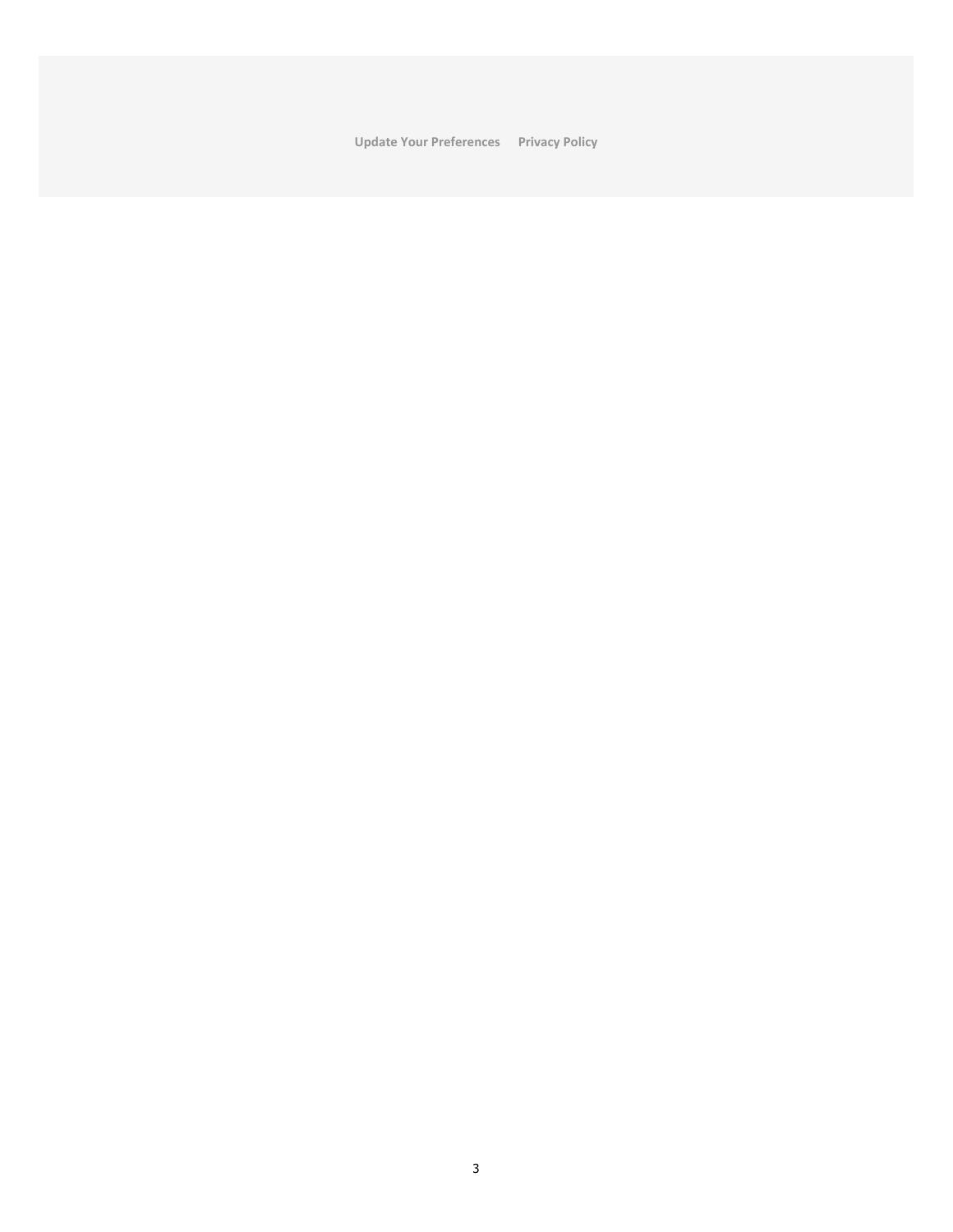Update Your Preferences     Privacy Policy